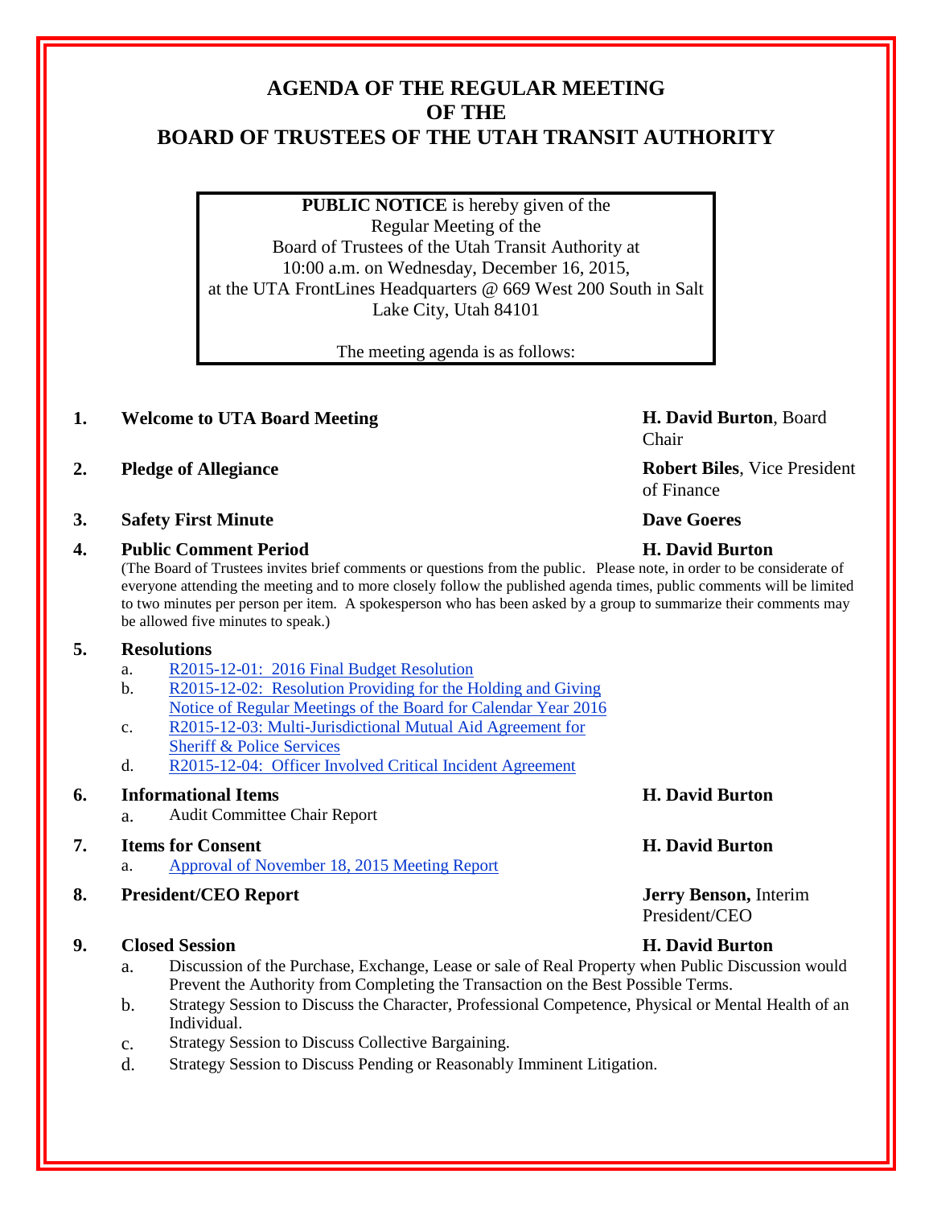# AGENDA OF THE REGULAR MEETING OF THE BOARD OF TRUSTEES OF THE UTAH TRANSIT AUTHORITY

**PUBLIC NOTICE** is hereby given of the Regular Meeting of the Board of Trustees of the Utah Transit Authority at 10:00 a.m. on Wednesday, December 16, 2015, at the UTA FrontLines Headquarters @ 669 West 200 South in Salt Lake City, Utah 84101

The meeting agenda is as follows:

1. **Welcome to UTA Board Meeting** — **H. David Burton**, Board Chair
2. **Pledge of Allegiance** — **Robert Biles**, Vice President of Finance
3. **Safety First Minute** — **Dave Goeres**
4. **Public Comment Period** — **H. David Burton**

   (The Board of Trustees invites brief comments or questions from the public. Please note, in order to be considerate of everyone attending the meeting and to more closely follow the published agenda times, public comments will be limited to two minutes per person per item. A spokesperson who has been asked by a group to summarize their comments may be allowed five minutes to speak.)

5. **Resolutions**
   - a. R2015-12-01: 2016 Final Budget Resolution
   - b. R2015-12-02: Resolution Providing for the Holding and Giving Notice of Regular Meetings of the Board for Calendar Year 2016
   - c. R2015-12-03: Multi-Jurisdictional Mutual Aid Agreement for Sheriff & Police Services
   - d. R2015-12-04: Officer Involved Critical Incident Agreement
6. **Informational Items** — **H. David Burton**
   - a. Audit Committee Chair Report
7. **Items for Consent** — **H. David Burton**
   - a. Approval of November 18, 2015 Meeting Report
8. **President/CEO Report** — **Jerry Benson,** Interim President/CEO
9. **Closed Session** — **H. David Burton**
   - a. Discussion of the Purchase, Exchange, Lease or sale of Real Property when Public Discussion would Prevent the Authority from Completing the Transaction on the Best Possible Terms.
   - b. Strategy Session to Discuss the Character, Professional Competence, Physical or Mental Health of an Individual.
   - c. Strategy Session to Discuss Collective Bargaining.
   - d. Strategy Session to Discuss Pending or Reasonably Imminent Litigation.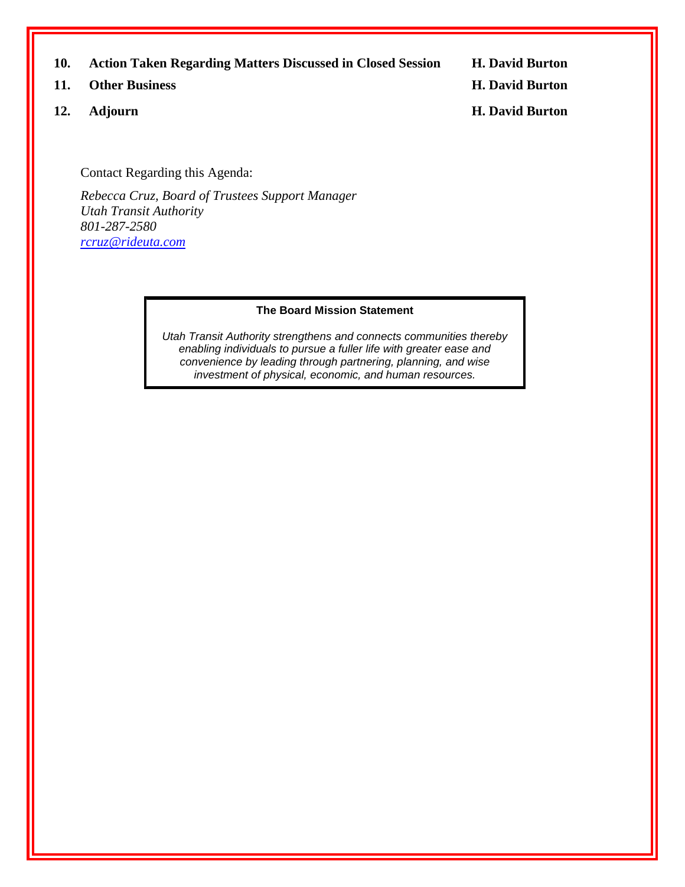| | | |
|---|---|---|
| **10.** | **Action Taken Regarding Matters Discussed in Closed Session** | **H. David Burton** |
| **11.** | **Other Business** | **H. David Burton** |
| **12.** | **Adjourn** | **H. David Burton** |

Contact Regarding this Agenda:

*Rebecca Cruz, Board of Trustees Support Manager*
*Utah Transit Authority*
*801-287-2580*
*rcruz@rideuta.com*

**The Board Mission Statement**

*Utah Transit Authority strengthens and connects communities thereby enabling individuals to pursue a fuller life with greater ease and convenience by leading through partnering, planning, and wise investment of physical, economic, and human resources.*